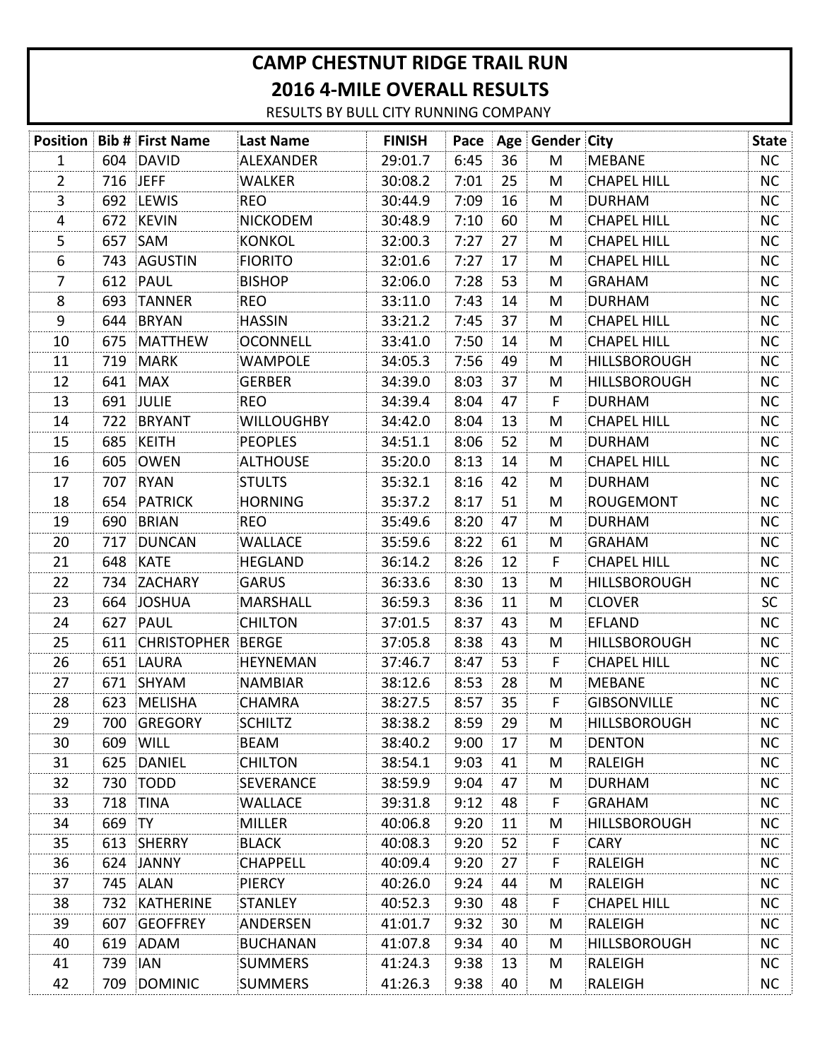# CAMP CHESTNUT RIDGE TRAIL RUN

## 2016 4-MILE OVERALL RESULTS

RESULTS BY BULL CITY RUNNING COMPANY

| Position | Bib # | First Name | Last Name | FINISH | Pace | Age | Gender | City | State |
|---|---|---|---|---|---|---|---|---|---|
| 1 | 604 | DAVID | ALEXANDER | 29:01.7 | 6:45 | 36 | M | MEBANE | NC |
| 2 | 716 | JEFF | WALKER | 30:08.2 | 7:01 | 25 | M | CHAPEL HILL | NC |
| 3 | 692 | LEWIS | REO | 30:44.9 | 7:09 | 16 | M | DURHAM | NC |
| 4 | 672 | KEVIN | NICKODEM | 30:48.9 | 7:10 | 60 | M | CHAPEL HILL | NC |
| 5 | 657 | SAM | KONKOL | 32:00.3 | 7:27 | 27 | M | CHAPEL HILL | NC |
| 6 | 743 | AGUSTIN | FIORITO | 32:01.6 | 7:27 | 17 | M | CHAPEL HILL | NC |
| 7 | 612 | PAUL | BISHOP | 32:06.0 | 7:28 | 53 | M | GRAHAM | NC |
| 8 | 693 | TANNER | REO | 33:11.0 | 7:43 | 14 | M | DURHAM | NC |
| 9 | 644 | BRYAN | HASSIN | 33:21.2 | 7:45 | 37 | M | CHAPEL HILL | NC |
| 10 | 675 | MATTHEW | OCONNELL | 33:41.0 | 7:50 | 14 | M | CHAPEL HILL | NC |
| 11 | 719 | MARK | WAMPOLE | 34:05.3 | 7:56 | 49 | M | HILLSBOROUGH | NC |
| 12 | 641 | MAX | GERBER | 34:39.0 | 8:03 | 37 | M | HILLSBOROUGH | NC |
| 13 | 691 | JULIE | REO | 34:39.4 | 8:04 | 47 | F | DURHAM | NC |
| 14 | 722 | BRYANT | WILLOUGHBY | 34:42.0 | 8:04 | 13 | M | CHAPEL HILL | NC |
| 15 | 685 | KEITH | PEOPLES | 34:51.1 | 8:06 | 52 | M | DURHAM | NC |
| 16 | 605 | OWEN | ALTHOUSE | 35:20.0 | 8:13 | 14 | M | CHAPEL HILL | NC |
| 17 | 707 | RYAN | STULTS | 35:32.1 | 8:16 | 42 | M | DURHAM | NC |
| 18 | 654 | PATRICK | HORNING | 35:37.2 | 8:17 | 51 | M | ROUGEMONT | NC |
| 19 | 690 | BRIAN | REO | 35:49.6 | 8:20 | 47 | M | DURHAM | NC |
| 20 | 717 | DUNCAN | WALLACE | 35:59.6 | 8:22 | 61 | M | GRAHAM | NC |
| 21 | 648 | KATE | HEGLAND | 36:14.2 | 8:26 | 12 | F | CHAPEL HILL | NC |
| 22 | 734 | ZACHARY | GARUS | 36:33.6 | 8:30 | 13 | M | HILLSBOROUGH | NC |
| 23 | 664 | JOSHUA | MARSHALL | 36:59.3 | 8:36 | 11 | M | CLOVER | SC |
| 24 | 627 | PAUL | CHILTON | 37:01.5 | 8:37 | 43 | M | EFLAND | NC |
| 25 | 611 | CHRISTOPHER | BERGE | 37:05.8 | 8:38 | 43 | M | HILLSBOROUGH | NC |
| 26 | 651 | LAURA | HEYNEMAN | 37:46.7 | 8:47 | 53 | F | CHAPEL HILL | NC |
| 27 | 671 | SHYAM | NAMBIAR | 38:12.6 | 8:53 | 28 | M | MEBANE | NC |
| 28 | 623 | MELISHA | CHAMRA | 38:27.5 | 8:57 | 35 | F | GIBSONVILLE | NC |
| 29 | 700 | GREGORY | SCHILTZ | 38:38.2 | 8:59 | 29 | M | HILLSBOROUGH | NC |
| 30 | 609 | WILL | BEAM | 38:40.2 | 9:00 | 17 | M | DENTON | NC |
| 31 | 625 | DANIEL | CHILTON | 38:54.1 | 9:03 | 41 | M | RALEIGH | NC |
| 32 | 730 | TODD | SEVERANCE | 38:59.9 | 9:04 | 47 | M | DURHAM | NC |
| 33 | 718 | TINA | WALLACE | 39:31.8 | 9:12 | 48 | F | GRAHAM | NC |
| 34 | 669 | TY | MILLER | 40:06.8 | 9:20 | 11 | M | HILLSBOROUGH | NC |
| 35 | 613 | SHERRY | BLACK | 40:08.3 | 9:20 | 52 | F | CARY | NC |
| 36 | 624 | JANNY | CHAPPELL | 40:09.4 | 9:20 | 27 | F | RALEIGH | NC |
| 37 | 745 | ALAN | PIERCY | 40:26.0 | 9:24 | 44 | M | RALEIGH | NC |
| 38 | 732 | KATHERINE | STANLEY | 40:52.3 | 9:30 | 48 | F | CHAPEL HILL | NC |
| 39 | 607 | GEOFFREY | ANDERSEN | 41:01.7 | 9:32 | 30 | M | RALEIGH | NC |
| 40 | 619 | ADAM | BUCHANAN | 41:07.8 | 9:34 | 40 | M | HILLSBOROUGH | NC |
| 41 | 739 | IAN | SUMMERS | 41:24.3 | 9:38 | 13 | M | RALEIGH | NC |
| 42 | 709 | DOMINIC | SUMMERS | 41:26.3 | 9:38 | 40 | M | RALEIGH | NC |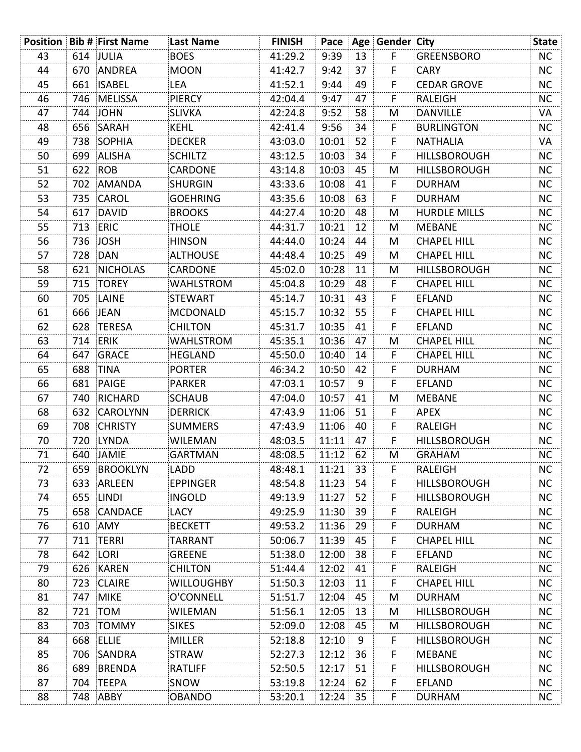| Position | Bib # | First Name | Last Name | FINISH | Pace | Age | Gender | City | State |
|---|---|---|---|---|---|---|---|---|---|
| 43 | 614 | JULIA | BOES | 41:29.2 | 9:39 | 13 | F | GREENSBORO | NC |
| 44 | 670 | ANDREA | MOON | 41:42.7 | 9:42 | 37 | F | CARY | NC |
| 45 | 661 | ISABEL | LEA | 41:52.1 | 9:44 | 49 | F | CEDAR GROVE | NC |
| 46 | 746 | MELISSA | PIERCY | 42:04.4 | 9:47 | 47 | F | RALEIGH | NC |
| 47 | 744 | JOHN | SLIVKA | 42:24.8 | 9:52 | 58 | M | DANVILLE | VA |
| 48 | 656 | SARAH | KEHL | 42:41.4 | 9:56 | 34 | F | BURLINGTON | NC |
| 49 | 738 | SOPHIA | DECKER | 43:03.0 | 10:01 | 52 | F | NATHALIA | VA |
| 50 | 699 | ALISHA | SCHILTZ | 43:12.5 | 10:03 | 34 | F | HILLSBOROUGH | NC |
| 51 | 622 | ROB | CARDONE | 43:14.8 | 10:03 | 45 | M | HILLSBOROUGH | NC |
| 52 | 702 | AMANDA | SHURGIN | 43:33.6 | 10:08 | 41 | F | DURHAM | NC |
| 53 | 735 | CAROL | GOEHRING | 43:35.6 | 10:08 | 63 | F | DURHAM | NC |
| 54 | 617 | DAVID | BROOKS | 44:27.4 | 10:20 | 48 | M | HURDLE MILLS | NC |
| 55 | 713 | ERIC | THOLE | 44:31.7 | 10:21 | 12 | M | MEBANE | NC |
| 56 | 736 | JOSH | HINSON | 44:44.0 | 10:24 | 44 | M | CHAPEL HILL | NC |
| 57 | 728 | DAN | ALTHOUSE | 44:48.4 | 10:25 | 49 | M | CHAPEL HILL | NC |
| 58 | 621 | NICHOLAS | CARDONE | 45:02.0 | 10:28 | 11 | M | HILLSBOROUGH | NC |
| 59 | 715 | TOREY | WAHLSTROM | 45:04.8 | 10:29 | 48 | F | CHAPEL HILL | NC |
| 60 | 705 | LAINE | STEWART | 45:14.7 | 10:31 | 43 | F | EFLAND | NC |
| 61 | 666 | JEAN | MCDONALD | 45:15.7 | 10:32 | 55 | F | CHAPEL HILL | NC |
| 62 | 628 | TERESA | CHILTON | 45:31.7 | 10:35 | 41 | F | EFLAND | NC |
| 63 | 714 | ERIK | WAHLSTROM | 45:35.1 | 10:36 | 47 | M | CHAPEL HILL | NC |
| 64 | 647 | GRACE | HEGLAND | 45:50.0 | 10:40 | 14 | F | CHAPEL HILL | NC |
| 65 | 688 | TINA | PORTER | 46:34.2 | 10:50 | 42 | F | DURHAM | NC |
| 66 | 681 | PAIGE | PARKER | 47:03.1 | 10:57 | 9 | F | EFLAND | NC |
| 67 | 740 | RICHARD | SCHAUB | 47:04.0 | 10:57 | 41 | M | MEBANE | NC |
| 68 | 632 | CAROLYNN | DERRICK | 47:43.9 | 11:06 | 51 | F | APEX | NC |
| 69 | 708 | CHRISTY | SUMMERS | 47:43.9 | 11:06 | 40 | F | RALEIGH | NC |
| 70 | 720 | LYNDA | WILEMAN | 48:03.5 | 11:11 | 47 | F | HILLSBOROUGH | NC |
| 71 | 640 | JAMIE | GARTMAN | 48:08.5 | 11:12 | 62 | M | GRAHAM | NC |
| 72 | 659 | BROOKLYN | LADD | 48:48.1 | 11:21 | 33 | F | RALEIGH | NC |
| 73 | 633 | ARLEEN | EPPINGER | 48:54.8 | 11:23 | 54 | F | HILLSBOROUGH | NC |
| 74 | 655 | LINDI | INGOLD | 49:13.9 | 11:27 | 52 | F | HILLSBOROUGH | NC |
| 75 | 658 | CANDACE | LACY | 49:25.9 | 11:30 | 39 | F | RALEIGH | NC |
| 76 | 610 | AMY | BECKETT | 49:53.2 | 11:36 | 29 | F | DURHAM | NC |
| 77 | 711 | TERRI | TARRANT | 50:06.7 | 11:39 | 45 | F | CHAPEL HILL | NC |
| 78 | 642 | LORI | GREENE | 51:38.0 | 12:00 | 38 | F | EFLAND | NC |
| 79 | 626 | KAREN | CHILTON | 51:44.4 | 12:02 | 41 | F | RALEIGH | NC |
| 80 | 723 | CLAIRE | WILLOUGHBY | 51:50.3 | 12:03 | 11 | F | CHAPEL HILL | NC |
| 81 | 747 | MIKE | O'CONNELL | 51:51.7 | 12:04 | 45 | M | DURHAM | NC |
| 82 | 721 | TOM | WILEMAN | 51:56.1 | 12:05 | 13 | M | HILLSBOROUGH | NC |
| 83 | 703 | TOMMY | SIKES | 52:09.0 | 12:08 | 45 | M | HILLSBOROUGH | NC |
| 84 | 668 | ELLIE | MILLER | 52:18.8 | 12:10 | 9 | F | HILLSBOROUGH | NC |
| 85 | 706 | SANDRA | STRAW | 52:27.3 | 12:12 | 36 | F | MEBANE | NC |
| 86 | 689 | BRENDA | RATLIFF | 52:50.5 | 12:17 | 51 | F | HILLSBOROUGH | NC |
| 87 | 704 | TEEPA | SNOW | 53:19.8 | 12:24 | 62 | F | EFLAND | NC |
| 88 | 748 | ABBY | OBANDO | 53:20.1 | 12:24 | 35 | F | DURHAM | NC |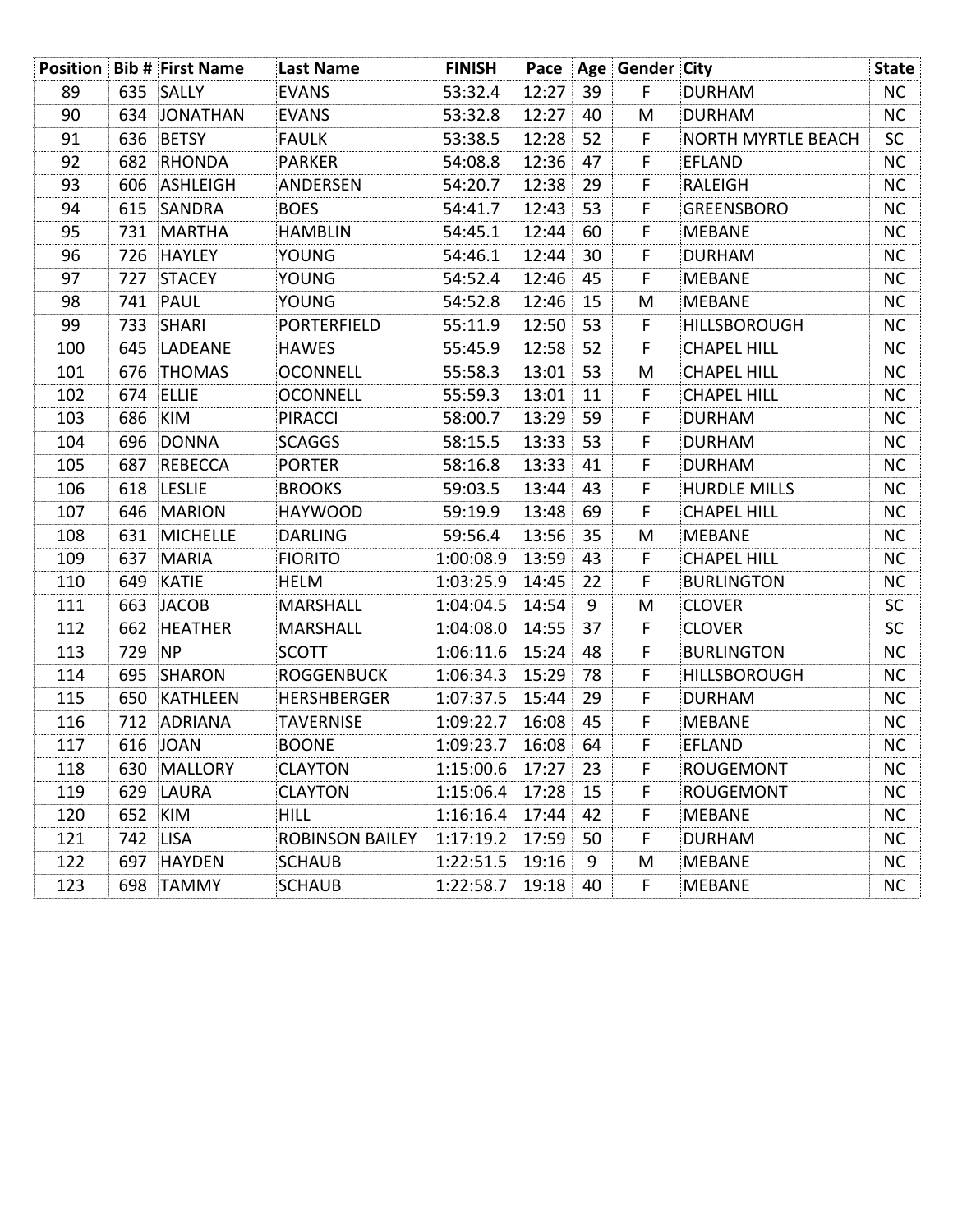| Position | Bib # | First Name | Last Name | FINISH | Pace | Age | Gender | City | State |
|---|---|---|---|---|---|---|---|---|---|
| 89 | 635 | SALLY | EVANS | 53:32.4 | 12:27 | 39 | F | DURHAM | NC |
| 90 | 634 | JONATHAN | EVANS | 53:32.8 | 12:27 | 40 | M | DURHAM | NC |
| 91 | 636 | BETSY | FAULK | 53:38.5 | 12:28 | 52 | F | NORTH MYRTLE BEACH | SC |
| 92 | 682 | RHONDA | PARKER | 54:08.8 | 12:36 | 47 | F | EFLAND | NC |
| 93 | 606 | ASHLEIGH | ANDERSEN | 54:20.7 | 12:38 | 29 | F | RALEIGH | NC |
| 94 | 615 | SANDRA | BOES | 54:41.7 | 12:43 | 53 | F | GREENSBORO | NC |
| 95 | 731 | MARTHA | HAMBLIN | 54:45.1 | 12:44 | 60 | F | MEBANE | NC |
| 96 | 726 | HAYLEY | YOUNG | 54:46.1 | 12:44 | 30 | F | DURHAM | NC |
| 97 | 727 | STACEY | YOUNG | 54:52.4 | 12:46 | 45 | F | MEBANE | NC |
| 98 | 741 | PAUL | YOUNG | 54:52.8 | 12:46 | 15 | M | MEBANE | NC |
| 99 | 733 | SHARI | PORTERFIELD | 55:11.9 | 12:50 | 53 | F | HILLSBOROUGH | NC |
| 100 | 645 | LADEANE | HAWES | 55:45.9 | 12:58 | 52 | F | CHAPEL HILL | NC |
| 101 | 676 | THOMAS | OCONNELL | 55:58.3 | 13:01 | 53 | M | CHAPEL HILL | NC |
| 102 | 674 | ELLIE | OCONNELL | 55:59.3 | 13:01 | 11 | F | CHAPEL HILL | NC |
| 103 | 686 | KIM | PIRACCI | 58:00.7 | 13:29 | 59 | F | DURHAM | NC |
| 104 | 696 | DONNA | SCAGGS | 58:15.5 | 13:33 | 53 | F | DURHAM | NC |
| 105 | 687 | REBECCA | PORTER | 58:16.8 | 13:33 | 41 | F | DURHAM | NC |
| 106 | 618 | LESLIE | BROOKS | 59:03.5 | 13:44 | 43 | F | HURDLE MILLS | NC |
| 107 | 646 | MARION | HAYWOOD | 59:19.9 | 13:48 | 69 | F | CHAPEL HILL | NC |
| 108 | 631 | MICHELLE | DARLING | 59:56.4 | 13:56 | 35 | M | MEBANE | NC |
| 109 | 637 | MARIA | FIORITO | 1:00:08.9 | 13:59 | 43 | F | CHAPEL HILL | NC |
| 110 | 649 | KATIE | HELM | 1:03:25.9 | 14:45 | 22 | F | BURLINGTON | NC |
| 111 | 663 | JACOB | MARSHALL | 1:04:04.5 | 14:54 | 9 | M | CLOVER | SC |
| 112 | 662 | HEATHER | MARSHALL | 1:04:08.0 | 14:55 | 37 | F | CLOVER | SC |
| 113 | 729 | NP | SCOTT | 1:06:11.6 | 15:24 | 48 | F | BURLINGTON | NC |
| 114 | 695 | SHARON | ROGGENBUCK | 1:06:34.3 | 15:29 | 78 | F | HILLSBOROUGH | NC |
| 115 | 650 | KATHLEEN | HERSHBERGER | 1:07:37.5 | 15:44 | 29 | F | DURHAM | NC |
| 116 | 712 | ADRIANA | TAVERNISE | 1:09:22.7 | 16:08 | 45 | F | MEBANE | NC |
| 117 | 616 | JOAN | BOONE | 1:09:23.7 | 16:08 | 64 | F | EFLAND | NC |
| 118 | 630 | MALLORY | CLAYTON | 1:15:00.6 | 17:27 | 23 | F | ROUGEMONT | NC |
| 119 | 629 | LAURA | CLAYTON | 1:15:06.4 | 17:28 | 15 | F | ROUGEMONT | NC |
| 120 | 652 | KIM | HILL | 1:16:16.4 | 17:44 | 42 | F | MEBANE | NC |
| 121 | 742 | LISA | ROBINSON BAILEY | 1:17:19.2 | 17:59 | 50 | F | DURHAM | NC |
| 122 | 697 | HAYDEN | SCHAUB | 1:22:51.5 | 19:16 | 9 | M | MEBANE | NC |
| 123 | 698 | TAMMY | SCHAUB | 1:22:58.7 | 19:18 | 40 | F | MEBANE | NC |